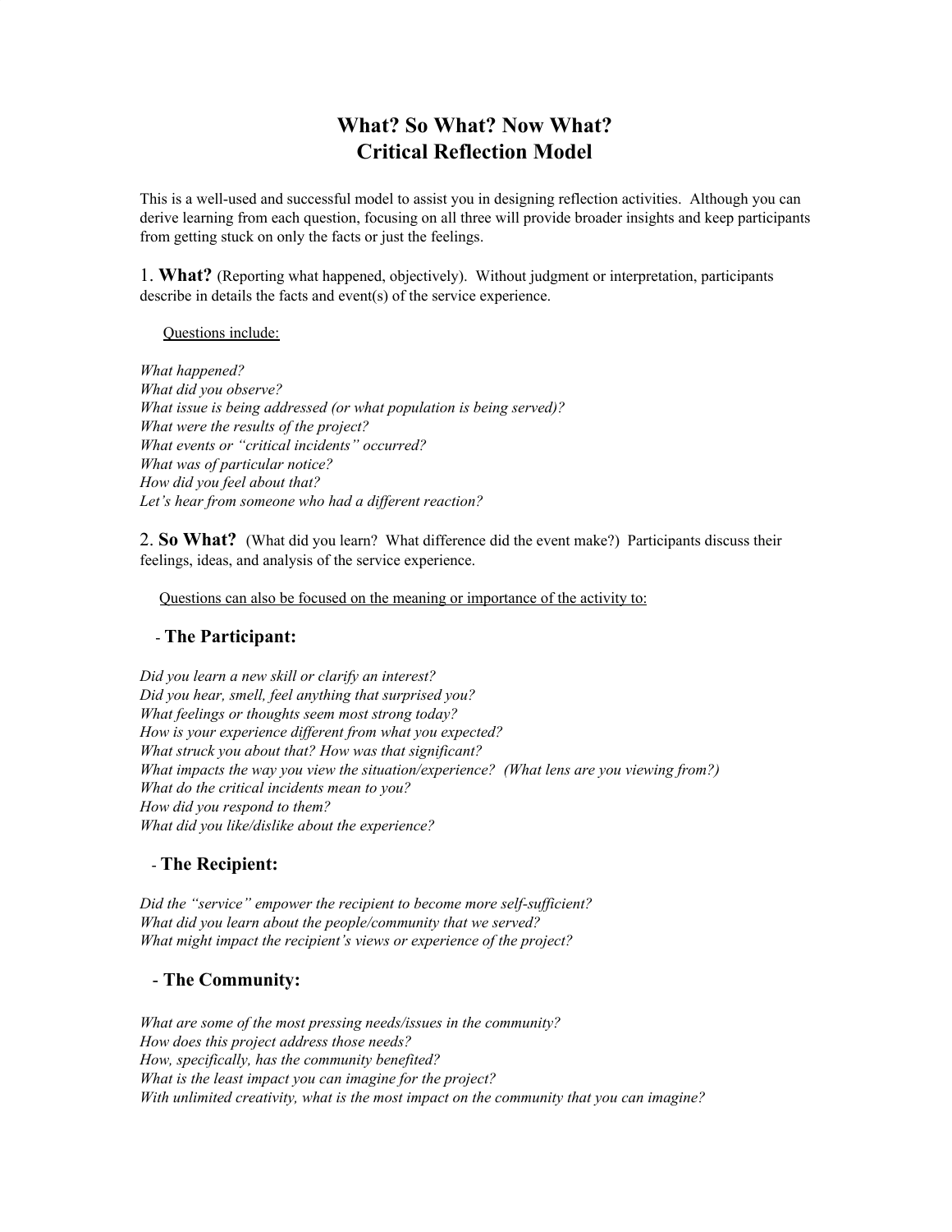# What? So What? Now What?
# Critical Reflection Model

This is a well-used and successful model to assist you in designing reflection activities. Although you can derive learning from each question, focusing on all three will provide broader insights and keep participants from getting stuck on only the facts or just the feelings.

## 1. What?

(Reporting what happened, objectively). Without judgment or interpretation, participants describe in details the facts and event(s) of the service experience.

<u>Questions include:</u>

*What happened?*
*What did you observe?*
*What issue is being addressed (or what population is being served)?*
*What were the results of the project?*
*What events or "critical incidents" occurred?*
*What was of particular notice?*
*How did you feel about that?*
*Let's hear from someone who had a different reaction?*

## 2. So What?

(What did you learn? What difference did the event make?) Participants discuss their feelings, ideas, and analysis of the service experience.

<u>Questions can also be focused on the meaning or importance of the activity to:</u>

### - The Participant:

*Did you learn a new skill or clarify an interest?*
*Did you hear, smell, feel anything that surprised you?*
*What feelings or thoughts seem most strong today?*
*How is your experience different from what you expected?*
*What struck you about that? How was that significant?*
*What impacts the way you view the situation/experience? (What lens are you viewing from?)*
*What do the critical incidents mean to you?*
*How did you respond to them?*
*What did you like/dislike about the experience?*

### - The Recipient:

*Did the "service" empower the recipient to become more self-sufficient?*
*What did you learn about the people/community that we served?*
*What might impact the recipient's views or experience of the project?*

### - The Community:

*What are some of the most pressing needs/issues in the community?*
*How does this project address those needs?*
*How, specifically, has the community benefited?*
*What is the least impact you can imagine for the project?*
*With unlimited creativity, what is the most impact on the community that you can imagine?*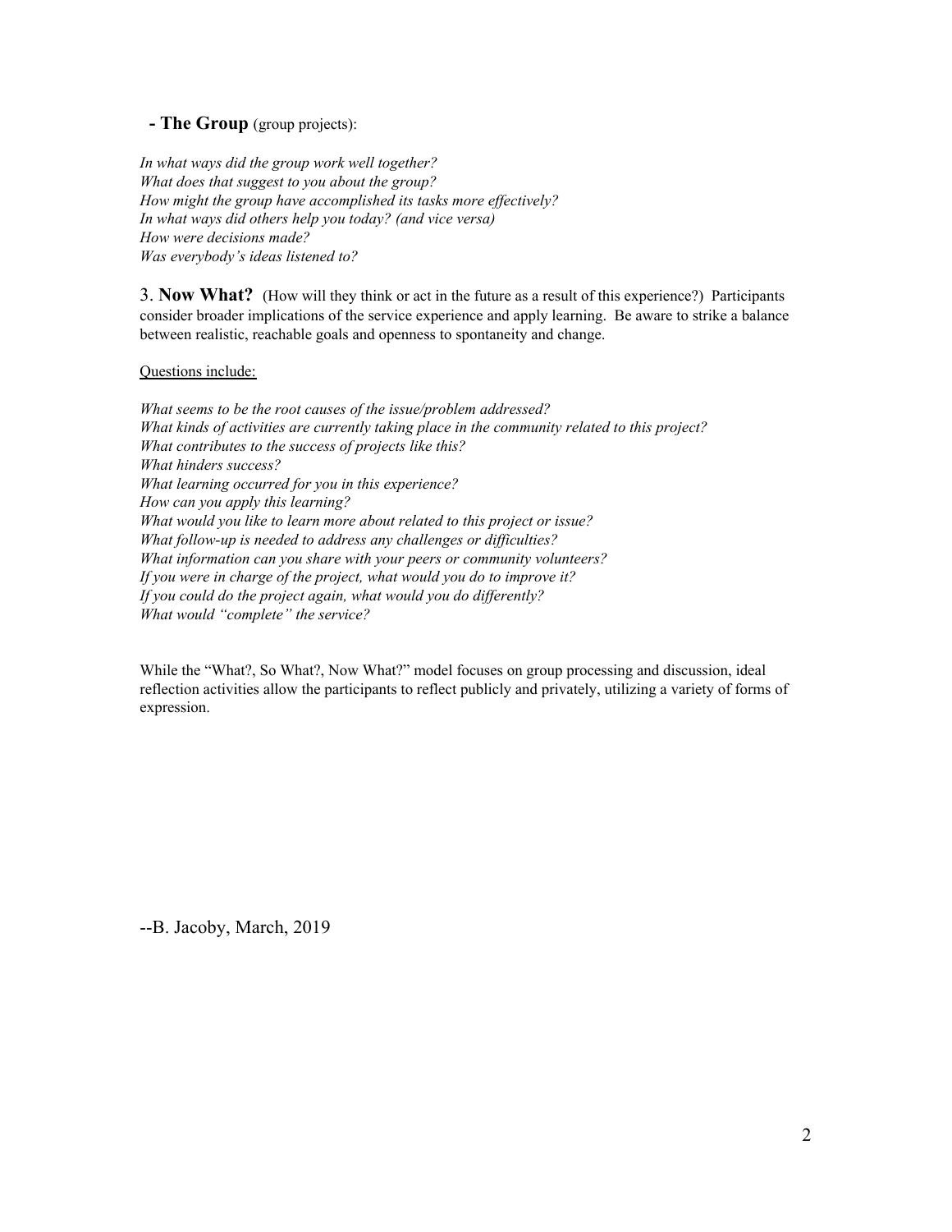**- The Group** (group projects):

*In what ways did the group work well together?*
*What does that suggest to you about the group?*
*How might the group have accomplished its tasks more effectively?*
*In what ways did others help you today? (and vice versa)*
*How were decisions made?*
*Was everybody's ideas listened to?*

3. **Now What?** (How will they think or act in the future as a result of this experience?) Participants consider broader implications of the service experience and apply learning. Be aware to strike a balance between realistic, reachable goals and openness to spontaneity and change.

<u>Questions include:</u>

*What seems to be the root causes of the issue/problem addressed?*
*What kinds of activities are currently taking place in the community related to this project?*
*What contributes to the success of projects like this?*
*What hinders success?*
*What learning occurred for you in this experience?*
*How can you apply this learning?*
*What would you like to learn more about related to this project or issue?*
*What follow-up is needed to address any challenges or difficulties?*
*What information can you share with your peers or community volunteers?*
*If you were in charge of the project, what would you do to improve it?*
*If you could do the project again, what would you do differently?*
*What would "complete" the service?*

While the "What?, So What?, Now What?" model focuses on group processing and discussion, ideal reflection activities allow the participants to reflect publicly and privately, utilizing a variety of forms of expression.

--B. Jacoby, March, 2019